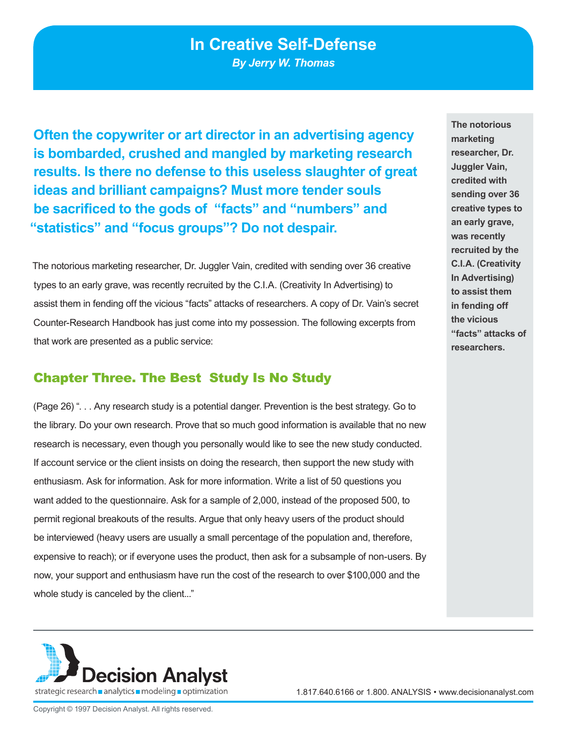# In Creative Self-Defense

*By Jerry W. Thomas*

**Often the copywriter or art director in an advertising agency is bombarded, crushed and mangled by marketing research results. Is there no defense to this useless slaughter of great ideas and brilliant campaigns? Must more tender souls be sacrificed to the gods of "facts" and "numbers" and "statistics" and "focus groups"? Do not despair.**

The notorious marketing researcher, Dr. Juggler Vain, credited with sending over 36 creative types to an early grave, was recently recruited by the C.I.A. (Creativity In Advertising) to assist them in fending off the vicious "facts" attacks of researchers. A copy of Dr. Vain's secret Counter-Research Handbook has just come into my possession. The following excerpts from that work are presented as a public service:

**The notorious marketing researcher, Dr. Juggler Vain, credited with sending over 36 creative types to an early grave, was recently recruited by the C.I.A. (Creativity In Advertising) to assist them in fending off the vicious "facts" attacks of researchers.**

## Chapter Three. The Best Study Is No Study

(Page 26) ". . . Any research study is a potential danger. Prevention is the best strategy. Go to the library. Do your own research. Prove that so much good information is available that no new research is necessary, even though you personally would like to see the new study conducted. If account service or the client insists on doing the research, then support the new study with enthusiasm. Ask for information. Ask for more information. Write a list of 50 questions you want added to the questionnaire. Ask for a sample of 2,000, instead of the proposed 500, to permit regional breakouts of the results. Argue that only heavy users of the product should be interviewed (heavy users are usually a small percentage of the population and, therefore, expensive to reach); or if everyone uses the product, then ask for a subsample of non-users. By now, your support and enthusiasm have run the cost of the research to over $100,000 and the whole study is canceled by the client..."

Decision Analyst
strategic research ▪ analytics ▪ modeling ▪ optimization

1.817.640.6166 or 1.800. ANALYSIS • www.decisionanalyst.com

Copyright © 1997 Decision Analyst. All rights reserved.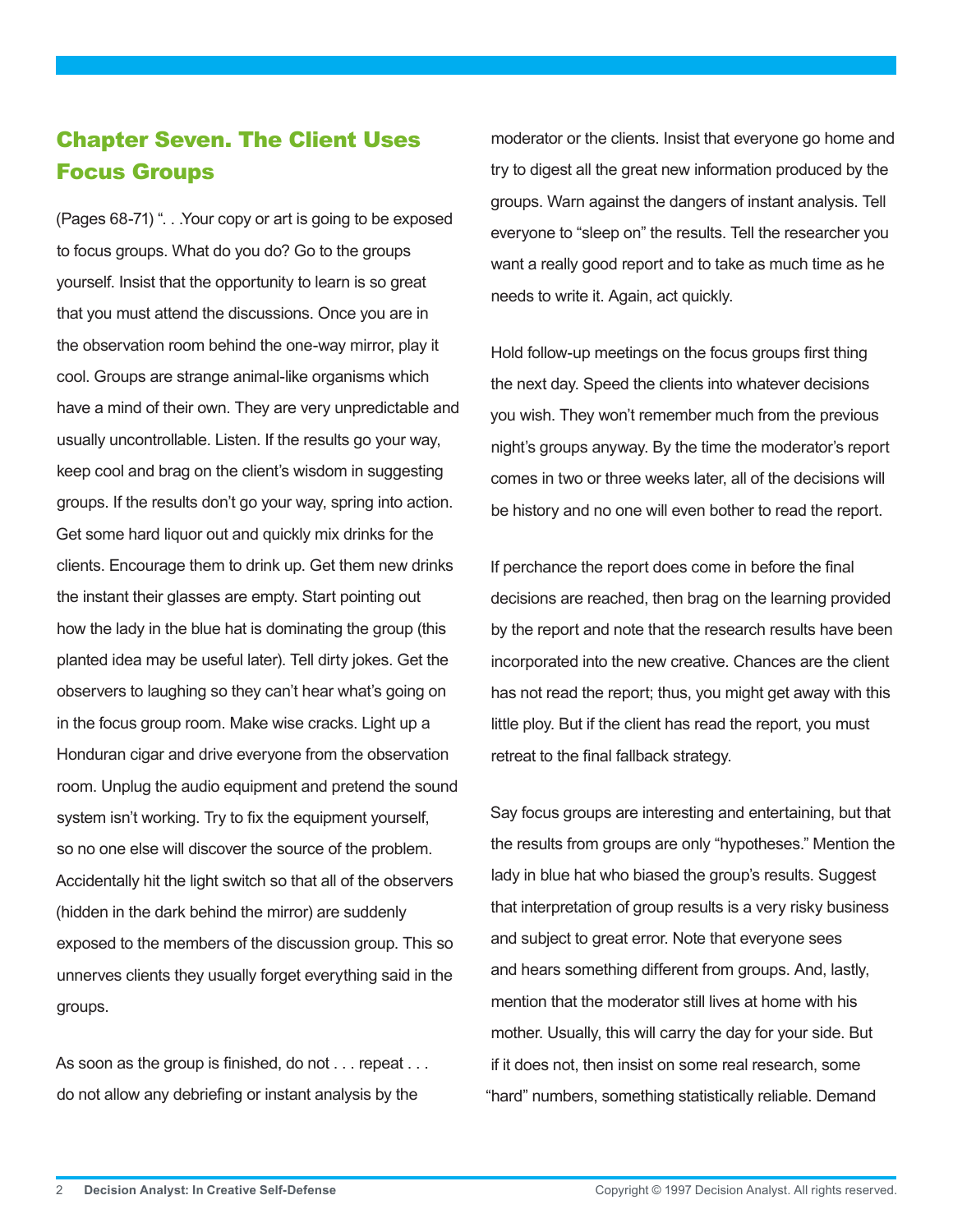## Chapter Seven. The Client Uses Focus Groups

(Pages 68-71) ". . .Your copy or art is going to be exposed to focus groups. What do you do? Go to the groups yourself. Insist that the opportunity to learn is so great that you must attend the discussions. Once you are in the observation room behind the one-way mirror, play it cool. Groups are strange animal-like organisms which have a mind of their own. They are very unpredictable and usually uncontrollable. Listen. If the results go your way, keep cool and brag on the client's wisdom in suggesting groups. If the results don't go your way, spring into action. Get some hard liquor out and quickly mix drinks for the clients. Encourage them to drink up. Get them new drinks the instant their glasses are empty. Start pointing out how the lady in the blue hat is dominating the group (this planted idea may be useful later). Tell dirty jokes. Get the observers to laughing so they can't hear what's going on in the focus group room. Make wise cracks. Light up a Honduran cigar and drive everyone from the observation room. Unplug the audio equipment and pretend the sound system isn't working. Try to fix the equipment yourself, so no one else will discover the source of the problem. Accidentally hit the light switch so that all of the observers (hidden in the dark behind the mirror) are suddenly exposed to the members of the discussion group. This so unnerves clients they usually forget everything said in the groups.

As soon as the group is finished, do not . . . repeat . . . do not allow any debriefing or instant analysis by the moderator or the clients. Insist that everyone go home and try to digest all the great new information produced by the groups. Warn against the dangers of instant analysis. Tell everyone to "sleep on" the results. Tell the researcher you want a really good report and to take as much time as he needs to write it. Again, act quickly.

Hold follow-up meetings on the focus groups first thing the next day. Speed the clients into whatever decisions you wish. They won't remember much from the previous night's groups anyway. By the time the moderator's report comes in two or three weeks later, all of the decisions will be history and no one will even bother to read the report.

If perchance the report does come in before the final decisions are reached, then brag on the learning provided by the report and note that the research results have been incorporated into the new creative. Chances are the client has not read the report; thus, you might get away with this little ploy. But if the client has read the report, you must retreat to the final fallback strategy.

Say focus groups are interesting and entertaining, but that the results from groups are only "hypotheses." Mention the lady in blue hat who biased the group's results. Suggest that interpretation of group results is a very risky business and subject to great error. Note that everyone sees and hears something different from groups. And, lastly, mention that the moderator still lives at home with his mother. Usually, this will carry the day for your side. But if it does not, then insist on some real research, some "hard" numbers, something statistically reliable. Demand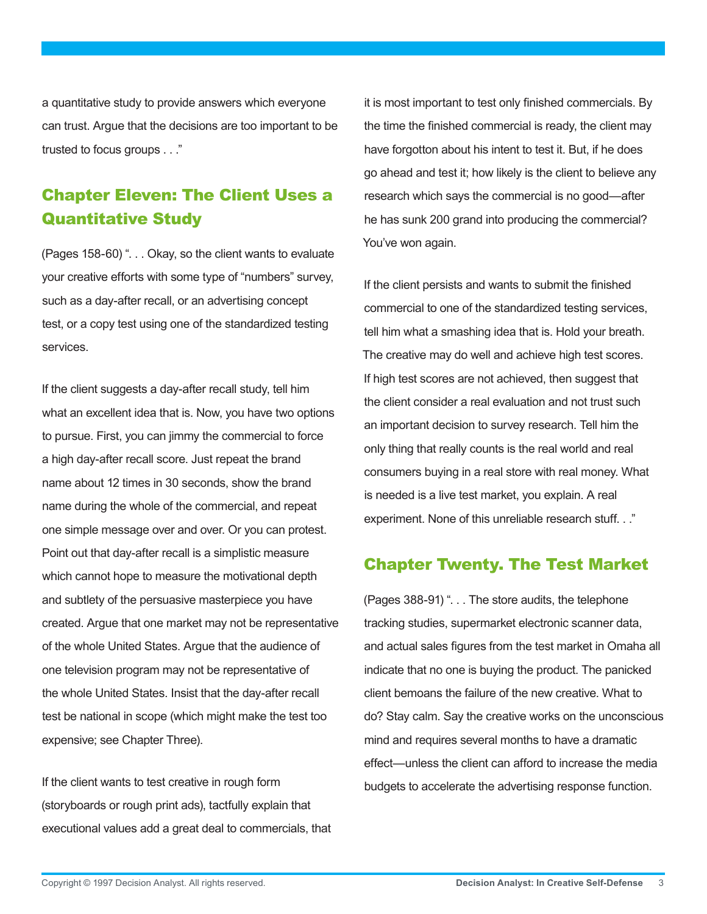a quantitative study to provide answers which everyone can trust. Argue that the decisions are too important to be trusted to focus groups . . ."

## Chapter Eleven: The Client Uses a Quantitative Study

(Pages 158-60) ". . . Okay, so the client wants to evaluate your creative efforts with some type of "numbers" survey, such as a day-after recall, or an advertising concept test, or a copy test using one of the standardized testing services.

If the client suggests a day-after recall study, tell him what an excellent idea that is. Now, you have two options to pursue. First, you can jimmy the commercial to force a high day-after recall score. Just repeat the brand name about 12 times in 30 seconds, show the brand name during the whole of the commercial, and repeat one simple message over and over. Or you can protest. Point out that day-after recall is a simplistic measure which cannot hope to measure the motivational depth and subtlety of the persuasive masterpiece you have created. Argue that one market may not be representative of the whole United States. Argue that the audience of one television program may not be representative of the whole United States. Insist that the day-after recall test be national in scope (which might make the test too expensive; see Chapter Three).

If the client wants to test creative in rough form (storyboards or rough print ads), tactfully explain that executional values add a great deal to commercials, that it is most important to test only finished commercials. By the time the finished commercial is ready, the client may have forgotton about his intent to test it. But, if he does go ahead and test it; how likely is the client to believe any research which says the commercial is no good—after he has sunk 200 grand into producing the commercial? You've won again.

If the client persists and wants to submit the finished commercial to one of the standardized testing services, tell him what a smashing idea that is. Hold your breath. The creative may do well and achieve high test scores. If high test scores are not achieved, then suggest that the client consider a real evaluation and not trust such an important decision to survey research. Tell him the only thing that really counts is the real world and real consumers buying in a real store with real money. What is needed is a live test market, you explain. A real experiment. None of this unreliable research stuff. . ."

## Chapter Twenty. The Test Market

(Pages 388-91) ". . . The store audits, the telephone tracking studies, supermarket electronic scanner data, and actual sales figures from the test market in Omaha all indicate that no one is buying the product. The panicked client bemoans the failure of the new creative. What to do? Stay calm. Say the creative works on the unconscious mind and requires several months to have a dramatic effect—unless the client can afford to increase the media budgets to accelerate the advertising response function.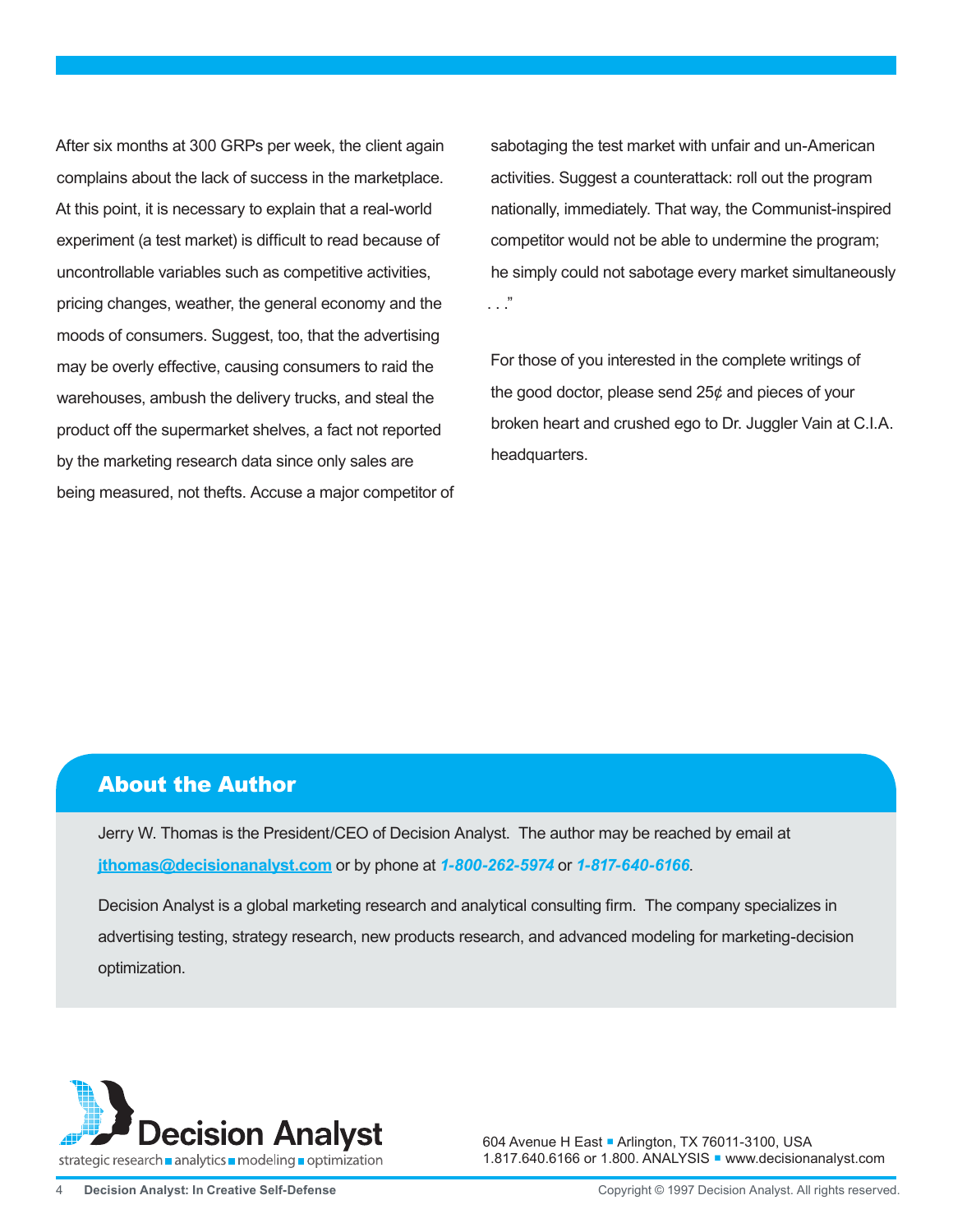After six months at 300 GRPs per week, the client again complains about the lack of success in the marketplace. At this point, it is necessary to explain that a real-world experiment (a test market) is difficult to read because of uncontrollable variables such as competitive activities, pricing changes, weather, the general economy and the moods of consumers. Suggest, too, that the advertising may be overly effective, causing consumers to raid the warehouses, ambush the delivery trucks, and steal the product off the supermarket shelves, a fact not reported by the marketing research data since only sales are being measured, not thefts. Accuse a major competitor of sabotaging the test market with unfair and un-American activities. Suggest a counterattack: roll out the program nationally, immediately. That way, the Communist-inspired competitor would not be able to undermine the program; he simply could not sabotage every market simultaneously . . ."

For those of you interested in the complete writings of the good doctor, please send 25¢ and pieces of your broken heart and crushed ego to Dr. Juggler Vain at C.I.A. headquarters.

## About the Author

Jerry W. Thomas is the President/CEO of Decision Analyst. The author may be reached by email at jthomas@decisionanalyst.com or by phone at ***1-800-262-5974*** or ***1-817-640-6166***.

Decision Analyst is a global marketing research and analytical consulting firm. The company specializes in advertising testing, strategy research, new products research, and advanced modeling for marketing-decision optimization.

Decision Analyst
strategic research ▪ analytics ▪ modeling ▪ optimization

604 Avenue H East ▪ Arlington, TX 76011-3100, USA
1.817.640.6166 or 1.800. ANALYSIS ▪ www.decisionanalyst.com

Copyright © 1997 Decision Analyst. All rights reserved.